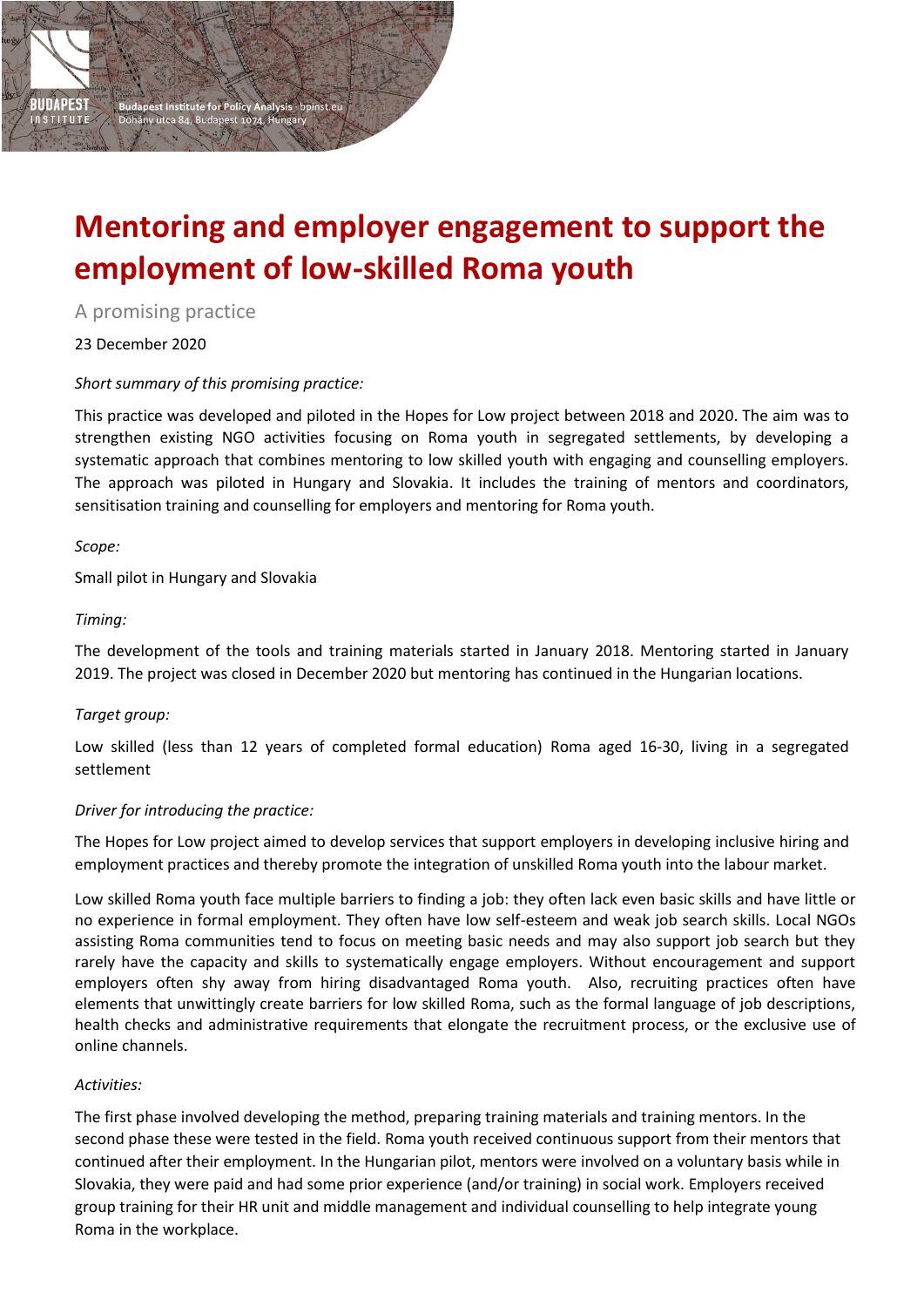# Mentoring and employer engagement to support the employment of low-skilled Roma youth

A promising practice

23 December 2020

*Short summary of this promising practice:*

This practice was developed and piloted in the Hopes for Low project between 2018 and 2020. The aim was to strengthen existing NGO activities focusing on Roma youth in segregated settlements, by developing a systematic approach that combines mentoring to low skilled youth with engaging and counselling employers. The approach was piloted in Hungary and Slovakia. It includes the training of mentors and coordinators, sensitisation training and counselling for employers and mentoring for Roma youth.

*Scope:*

Small pilot in Hungary and Slovakia

*Timing:*

The development of the tools and training materials started in January 2018. Mentoring started in January 2019. The project was closed in December 2020 but mentoring has continued in the Hungarian locations.

*Target group:*

Low skilled (less than 12 years of completed formal education) Roma aged 16-30, living in a segregated settlement

*Driver for introducing the practice:*

The Hopes for Low project aimed to develop services that support employers in developing inclusive hiring and employment practices and thereby promote the integration of unskilled Roma youth into the labour market.

Low skilled Roma youth face multiple barriers to finding a job: they often lack even basic skills and have little or no experience in formal employment. They often have low self-esteem and weak job search skills. Local NGOs assisting Roma communities tend to focus on meeting basic needs and may also support job search but they rarely have the capacity and skills to systematically engage employers. Without encouragement and support employers often shy away from hiring disadvantaged Roma youth. Also, recruiting practices often have elements that unwittingly create barriers for low skilled Roma, such as the formal language of job descriptions, health checks and administrative requirements that elongate the recruitment process, or the exclusive use of online channels.

*Activities:*

The first phase involved developing the method, preparing training materials and training mentors. In the second phase these were tested in the field. Roma youth received continuous support from their mentors that continued after their employment. In the Hungarian pilot, mentors were involved on a voluntary basis while in Slovakia, they were paid and had some prior experience (and/or training) in social work. Employers received group training for their HR unit and middle management and individual counselling to help integrate young Roma in the workplace.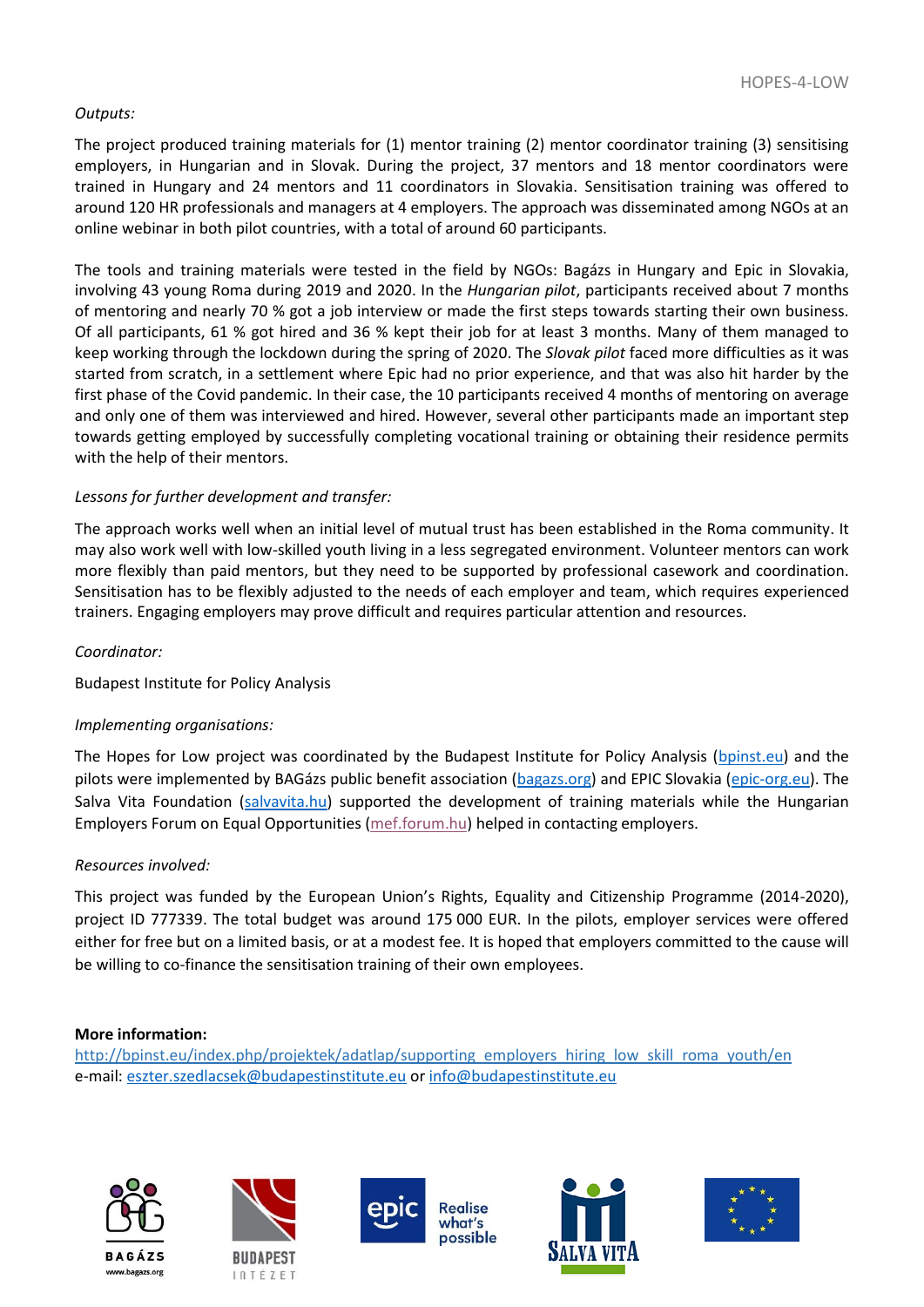*Outputs:*

The project produced training materials for (1) mentor training (2) mentor coordinator training (3) sensitising employers, in Hungarian and in Slovak. During the project, 37 mentors and 18 mentor coordinators were trained in Hungary and 24 mentors and 11 coordinators in Slovakia. Sensitisation training was offered to around 120 HR professionals and managers at 4 employers. The approach was disseminated among NGOs at an online webinar in both pilot countries, with a total of around 60 participants.

The tools and training materials were tested in the field by NGOs: Bagázs in Hungary and Epic in Slovakia, involving 43 young Roma during 2019 and 2020. In the *Hungarian pilot*, participants received about 7 months of mentoring and nearly 70 % got a job interview or made the first steps towards starting their own business. Of all participants, 61 % got hired and 36 % kept their job for at least 3 months. Many of them managed to keep working through the lockdown during the spring of 2020. The *Slovak pilot* faced more difficulties as it was started from scratch, in a settlement where Epic had no prior experience, and that was also hit harder by the first phase of the Covid pandemic. In their case, the 10 participants received 4 months of mentoring on average and only one of them was interviewed and hired. However, several other participants made an important step towards getting employed by successfully completing vocational training or obtaining their residence permits with the help of their mentors.

*Lessons for further development and transfer:*

The approach works well when an initial level of mutual trust has been established in the Roma community. It may also work well with low-skilled youth living in a less segregated environment. Volunteer mentors can work more flexibly than paid mentors, but they need to be supported by professional casework and coordination. Sensitisation has to be flexibly adjusted to the needs of each employer and team, which requires experienced trainers. Engaging employers may prove difficult and requires particular attention and resources.

*Coordinator:*

Budapest Institute for Policy Analysis

*Implementing organisations:*

The Hopes for Low project was coordinated by the Budapest Institute for Policy Analysis (bpinst.eu) and the pilots were implemented by BAGázs public benefit association (bagazs.org) and EPIC Slovakia (epic-org.eu). The Salva Vita Foundation (salvavita.hu) supported the development of training materials while the Hungarian Employers Forum on Equal Opportunities (mef.forum.hu) helped in contacting employers.

*Resources involved:*

This project was funded by the European Union's Rights, Equality and Citizenship Programme (2014-2020), project ID 777339. The total budget was around 175 000 EUR. In the pilots, employer services were offered either for free but on a limited basis, or at a modest fee. It is hoped that employers committed to the cause will be willing to co-finance the sensitisation training of their own employees.

**More information:**
http://bpinst.eu/index.php/projektek/adatlap/supporting_employers_hiring_low_skill_roma_youth/en
e-mail: eszter.szedlacsek@budapestinstitute.eu or info@budapestinstitute.eu

BAGÁZS www.bagazs.org

BUDAPEST INTÉZET

epic Realise what's possible

SALVA VITA